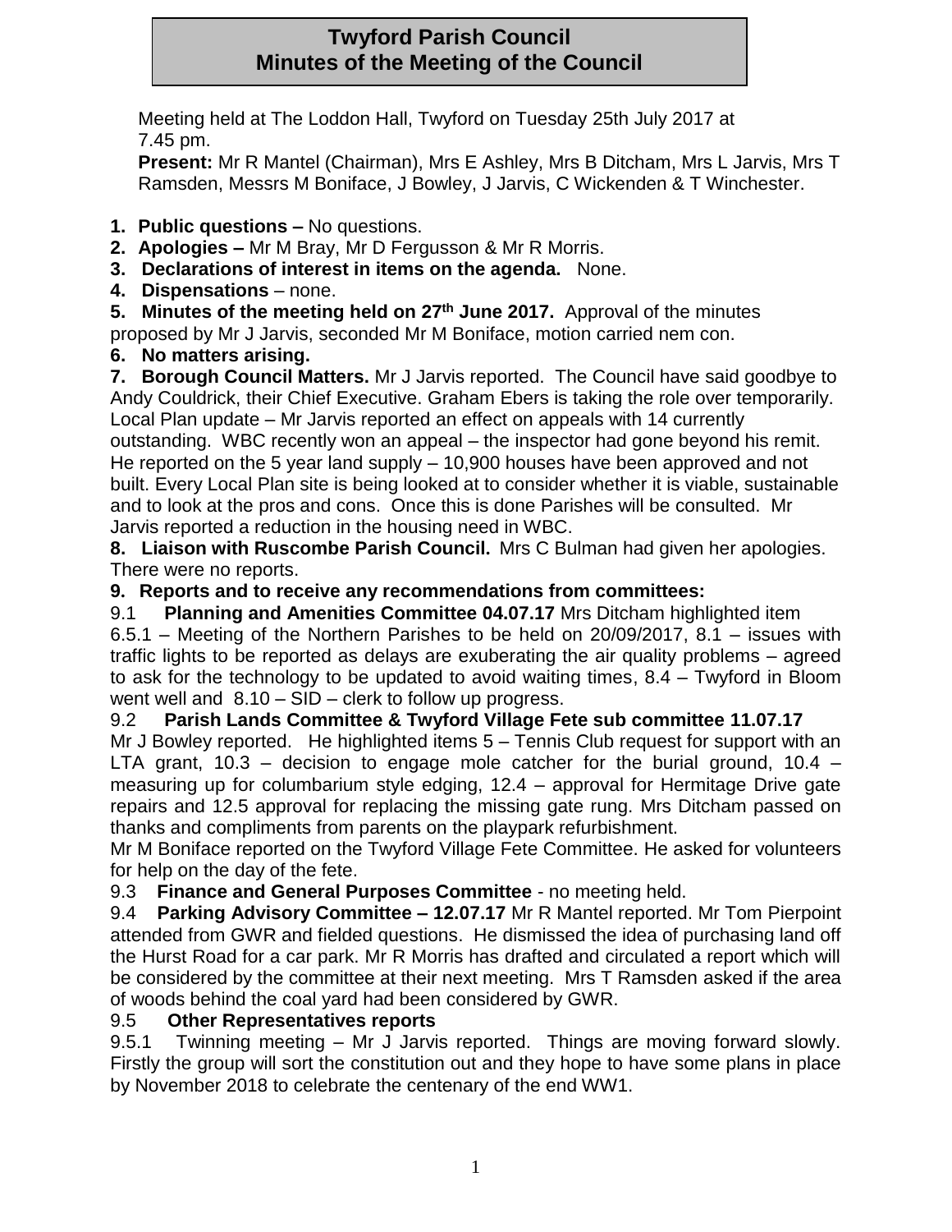# Twyford Parish Council
## Minutes of the Meeting of the Council

Meeting held at The Loddon Hall, Twyford on Tuesday 25th July 2017 at 7.45 pm.

**Present:** Mr R Mantel (Chairman), Mrs E Ashley, Mrs B Ditcham, Mrs L Jarvis, Mrs T Ramsden, Messrs M Boniface, J Bowley, J Jarvis, C Wickenden & T Winchester.

1. **Public questions –** No questions.
2. **Apologies –** Mr M Bray, Mr D Fergusson & Mr R Morris.
3. **Declarations of interest in items on the agenda.** None.
4. **Dispensations** – none.
5. **Minutes of the meeting held on 27th June 2017.** Approval of the minutes proposed by Mr J Jarvis, seconded Mr M Boniface, motion carried nem con.
6. **No matters arising.**
7. **Borough Council Matters.** Mr J Jarvis reported. The Council have said goodbye to Andy Couldrick, their Chief Executive. Graham Ebers is taking the role over temporarily. Local Plan update – Mr Jarvis reported an effect on appeals with 14 currently outstanding. WBC recently won an appeal – the inspector had gone beyond his remit. He reported on the 5 year land supply – 10,900 houses have been approved and not built. Every Local Plan site is being looked at to consider whether it is viable, sustainable and to look at the pros and cons. Once this is done Parishes will be consulted. Mr Jarvis reported a reduction in the housing need in WBC.
8. **Liaison with Ruscombe Parish Council.** Mrs C Bulman had given her apologies. There were no reports.
9. **Reports and to receive any recommendations from committees:**

9.1 **Planning and Amenities Committee 04.07.17** Mrs Ditcham highlighted item 6.5.1 – Meeting of the Northern Parishes to be held on 20/09/2017, 8.1 – issues with traffic lights to be reported as delays are exuberating the air quality problems – agreed to ask for the technology to be updated to avoid waiting times, 8.4 – Twyford in Bloom went well and 8.10 – SID – clerk to follow up progress.

9.2 **Parish Lands Committee & Twyford Village Fete sub committee 11.07.17**
Mr J Bowley reported. He highlighted items 5 – Tennis Club request for support with an LTA grant, 10.3 – decision to engage mole catcher for the burial ground, 10.4 – measuring up for columbarium style edging, 12.4 – approval for Hermitage Drive gate repairs and 12.5 approval for replacing the missing gate rung. Mrs Ditcham passed on thanks and compliments from parents on the playpark refurbishment.
Mr M Boniface reported on the Twyford Village Fete Committee. He asked for volunteers for help on the day of the fete.

9.3 **Finance and General Purposes Committee** - no meeting held.

9.4 **Parking Advisory Committee – 12.07.17** Mr R Mantel reported. Mr Tom Pierpoint attended from GWR and fielded questions. He dismissed the idea of purchasing land off the Hurst Road for a car park. Mr R Morris has drafted and circulated a report which will be considered by the committee at their next meeting. Mrs T Ramsden asked if the area of woods behind the coal yard had been considered by GWR.

9.5 **Other Representatives reports**

9.5.1 Twinning meeting – Mr J Jarvis reported. Things are moving forward slowly. Firstly the group will sort the constitution out and they hope to have some plans in place by November 2018 to celebrate the centenary of the end WW1.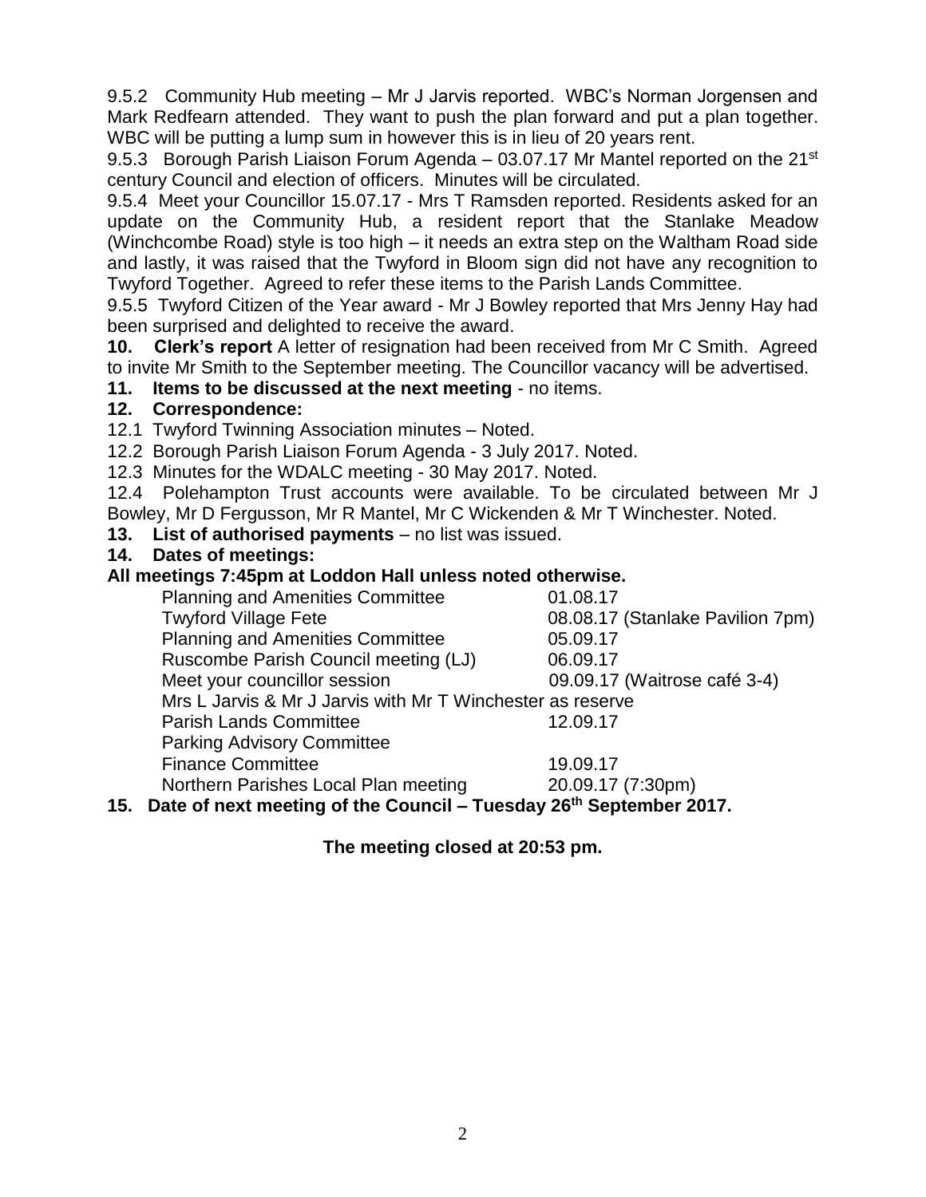9.5.2 Community Hub meeting – Mr J Jarvis reported. WBC's Norman Jorgensen and Mark Redfearn attended. They want to push the plan forward and put a plan together. WBC will be putting a lump sum in however this is in lieu of 20 years rent.

9.5.3 Borough Parish Liaison Forum Agenda – 03.07.17 Mr Mantel reported on the 21st century Council and election of officers. Minutes will be circulated.

9.5.4 Meet your Councillor 15.07.17 - Mrs T Ramsden reported. Residents asked for an update on the Community Hub, a resident report that the Stanlake Meadow (Winchcombe Road) style is too high – it needs an extra step on the Waltham Road side and lastly, it was raised that the Twyford in Bloom sign did not have any recognition to Twyford Together. Agreed to refer these items to the Parish Lands Committee.

9.5.5 Twyford Citizen of the Year award - Mr J Bowley reported that Mrs Jenny Hay had been surprised and delighted to receive the award.

**10. Clerk's report** A letter of resignation had been received from Mr C Smith. Agreed to invite Mr Smith to the September meeting. The Councillor vacancy will be advertised.

**11. Items to be discussed at the next meeting** - no items.

**12. Correspondence:**

12.1 Twyford Twinning Association minutes – Noted.

12.2 Borough Parish Liaison Forum Agenda - 3 July 2017. Noted.

12.3 Minutes for the WDALC meeting - 30 May 2017. Noted.

12.4 Polehampton Trust accounts were available. To be circulated between Mr J Bowley, Mr D Fergusson, Mr R Mantel, Mr C Wickenden & Mr T Winchester. Noted.

**13. List of authorised payments** – no list was issued.

**14. Dates of meetings:**

**All meetings 7:45pm at Loddon Hall unless noted otherwise.**

| | |
|---|---|
| Planning and Amenities Committee | 01.08.17 |
| Twyford Village Fete | 08.08.17 (Stanlake Pavilion 7pm) |
| Planning and Amenities Committee | 05.09.17 |
| Ruscombe Parish Council meeting (LJ) | 06.09.17 |
| Meet your councillor session | 09.09.17 (Waitrose café 3-4) |
| Mrs L Jarvis & Mr J Jarvis with Mr T Winchester as reserve | |
| Parish Lands Committee | 12.09.17 |
| Parking Advisory Committee | |
| Finance Committee | 19.09.17 |
| Northern Parishes Local Plan meeting | 20.09.17 (7:30pm) |

**15. Date of next meeting of the Council – Tuesday 26th September 2017.**

**The meeting closed at 20:53 pm.**